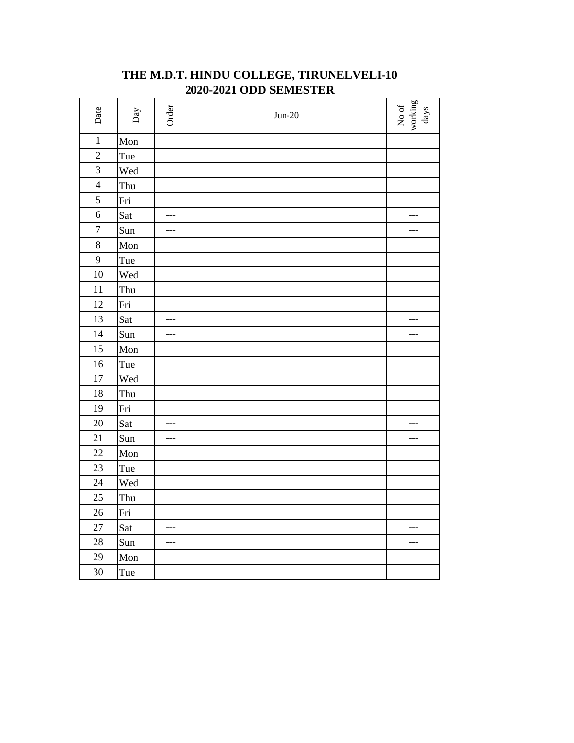# THE M.D.T. HINDU COLLEGE, TIRUNELVELI-10
## 2020-2021 ODD SEMESTER

| Date | Day | Order | Jun-20 | No of working days |
|---|---|---|---|---|
| 1 | Mon | | | |
| 2 | Tue | | | |
| 3 | Wed | | | |
| 4 | Thu | | | |
| 5 | Fri | | | |
| 6 | Sat | --- | | --- |
| 7 | Sun | --- | | --- |
| 8 | Mon | | | |
| 9 | Tue | | | |
| 10 | Wed | | | |
| 11 | Thu | | | |
| 12 | Fri | | | |
| 13 | Sat | --- | | --- |
| 14 | Sun | --- | | --- |
| 15 | Mon | | | |
| 16 | Tue | | | |
| 17 | Wed | | | |
| 18 | Thu | | | |
| 19 | Fri | | | |
| 20 | Sat | --- | | --- |
| 21 | Sun | --- | | --- |
| 22 | Mon | | | |
| 23 | Tue | | | |
| 24 | Wed | | | |
| 25 | Thu | | | |
| 26 | Fri | | | |
| 27 | Sat | --- | | --- |
| 28 | Sun | --- | | --- |
| 29 | Mon | | | |
| 30 | Tue | | | |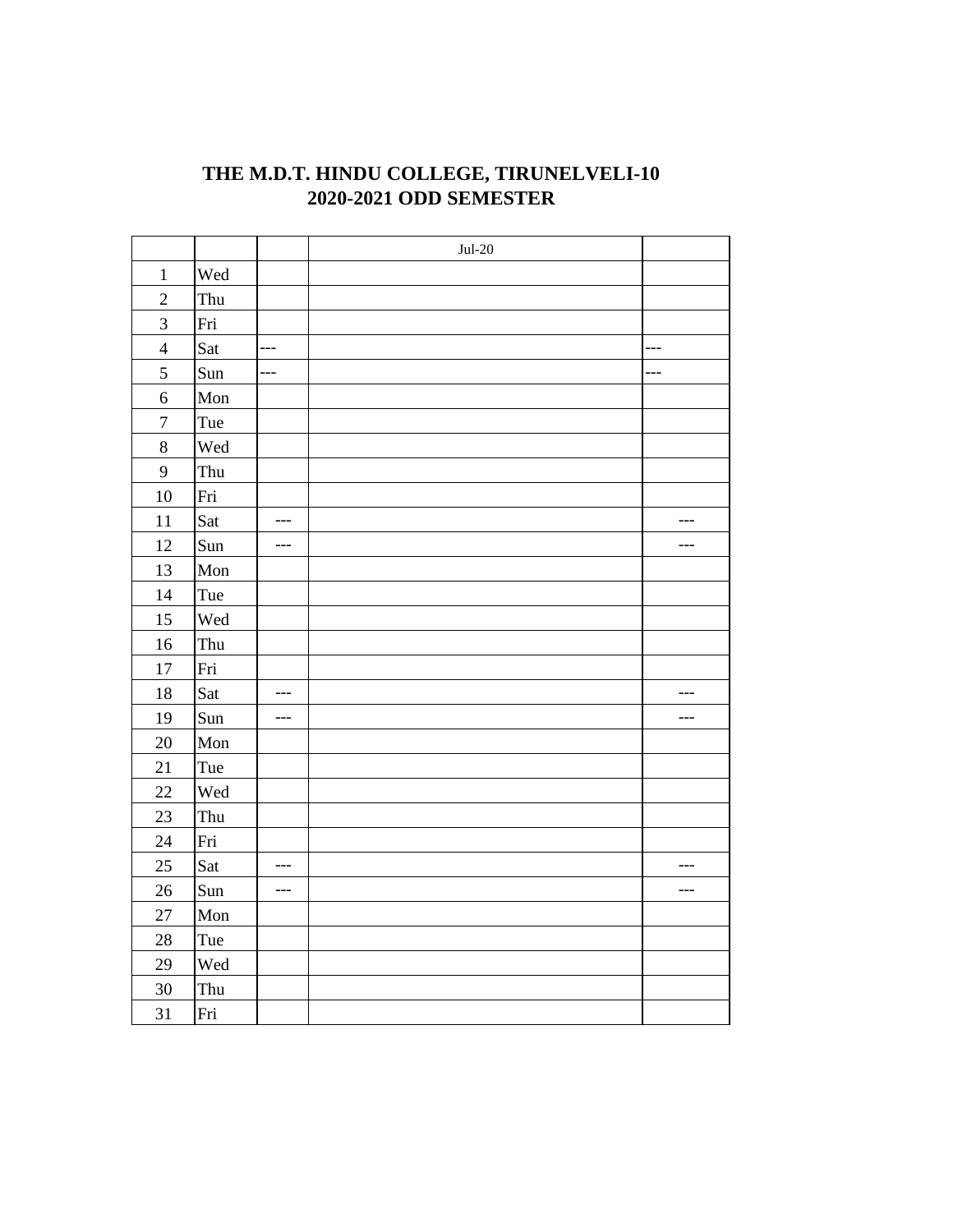# THE M.D.T. HINDU COLLEGE, TIRUNELVELI-10
## 2020-2021 ODD SEMESTER

| | | | Jul-20 | |
|---|---|---|---|---|
| 1 | Wed | | | |
| 2 | Thu | | | |
| 3 | Fri | | | |
| 4 | Sat | --- | | --- |
| 5 | Sun | --- | | --- |
| 6 | Mon | | | |
| 7 | Tue | | | |
| 8 | Wed | | | |
| 9 | Thu | | | |
| 10 | Fri | | | |
| 11 | Sat | --- | | --- |
| 12 | Sun | --- | | --- |
| 13 | Mon | | | |
| 14 | Tue | | | |
| 15 | Wed | | | |
| 16 | Thu | | | |
| 17 | Fri | | | |
| 18 | Sat | --- | | --- |
| 19 | Sun | --- | | --- |
| 20 | Mon | | | |
| 21 | Tue | | | |
| 22 | Wed | | | |
| 23 | Thu | | | |
| 24 | Fri | | | |
| 25 | Sat | --- | | --- |
| 26 | Sun | --- | | --- |
| 27 | Mon | | | |
| 28 | Tue | | | |
| 29 | Wed | | | |
| 30 | Thu | | | |
| 31 | Fri | | | |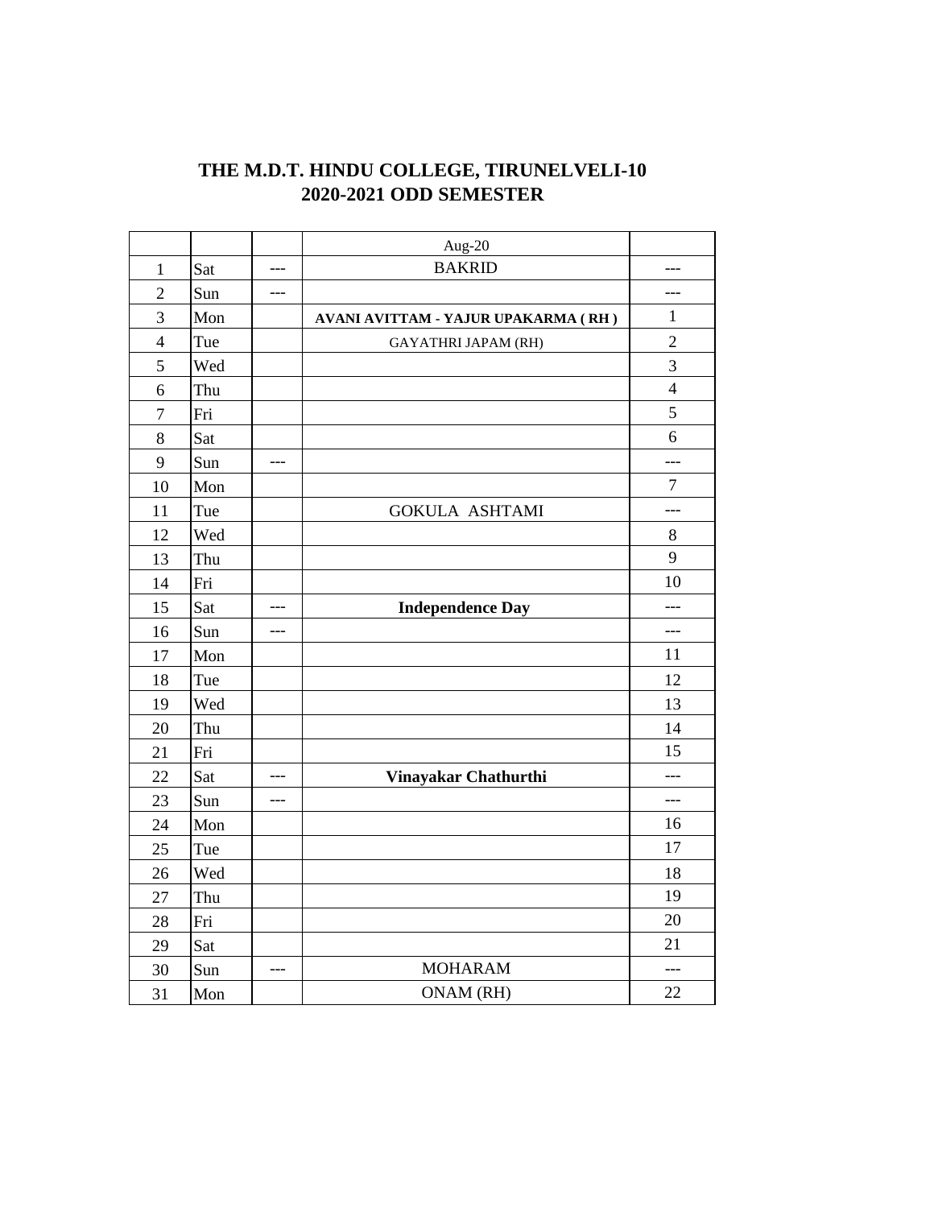**THE M.D.T. HINDU COLLEGE, TIRUNELVELI-10**
**2020-2021 ODD SEMESTER**

| | | | Aug-20 | |
|---|---|---|---|---|
| 1 | Sat | --- | BAKRID | --- |
| 2 | Sun | --- | | --- |
| 3 | Mon | | **AVANI AVITTAM - YAJUR UPAKARMA ( RH )** | 1 |
| 4 | Tue | | GAYATHRI JAPAM (RH) | 2 |
| 5 | Wed | | | 3 |
| 6 | Thu | | | 4 |
| 7 | Fri | | | 5 |
| 8 | Sat | | | 6 |
| 9 | Sun | --- | | --- |
| 10 | Mon | | | 7 |
| 11 | Tue | | GOKULA ASHTAMI | --- |
| 12 | Wed | | | 8 |
| 13 | Thu | | | 9 |
| 14 | Fri | | | 10 |
| 15 | Sat | --- | **Independence Day** | --- |
| 16 | Sun | --- | | --- |
| 17 | Mon | | | 11 |
| 18 | Tue | | | 12 |
| 19 | Wed | | | 13 |
| 20 | Thu | | | 14 |
| 21 | Fri | | | 15 |
| 22 | Sat | --- | **Vinayakar Chathurthi** | --- |
| 23 | Sun | --- | | --- |
| 24 | Mon | | | 16 |
| 25 | Tue | | | 17 |
| 26 | Wed | | | 18 |
| 27 | Thu | | | 19 |
| 28 | Fri | | | 20 |
| 29 | Sat | | | 21 |
| 30 | Sun | --- | MOHARAM | --- |
| 31 | Mon | | ONAM (RH) | 22 |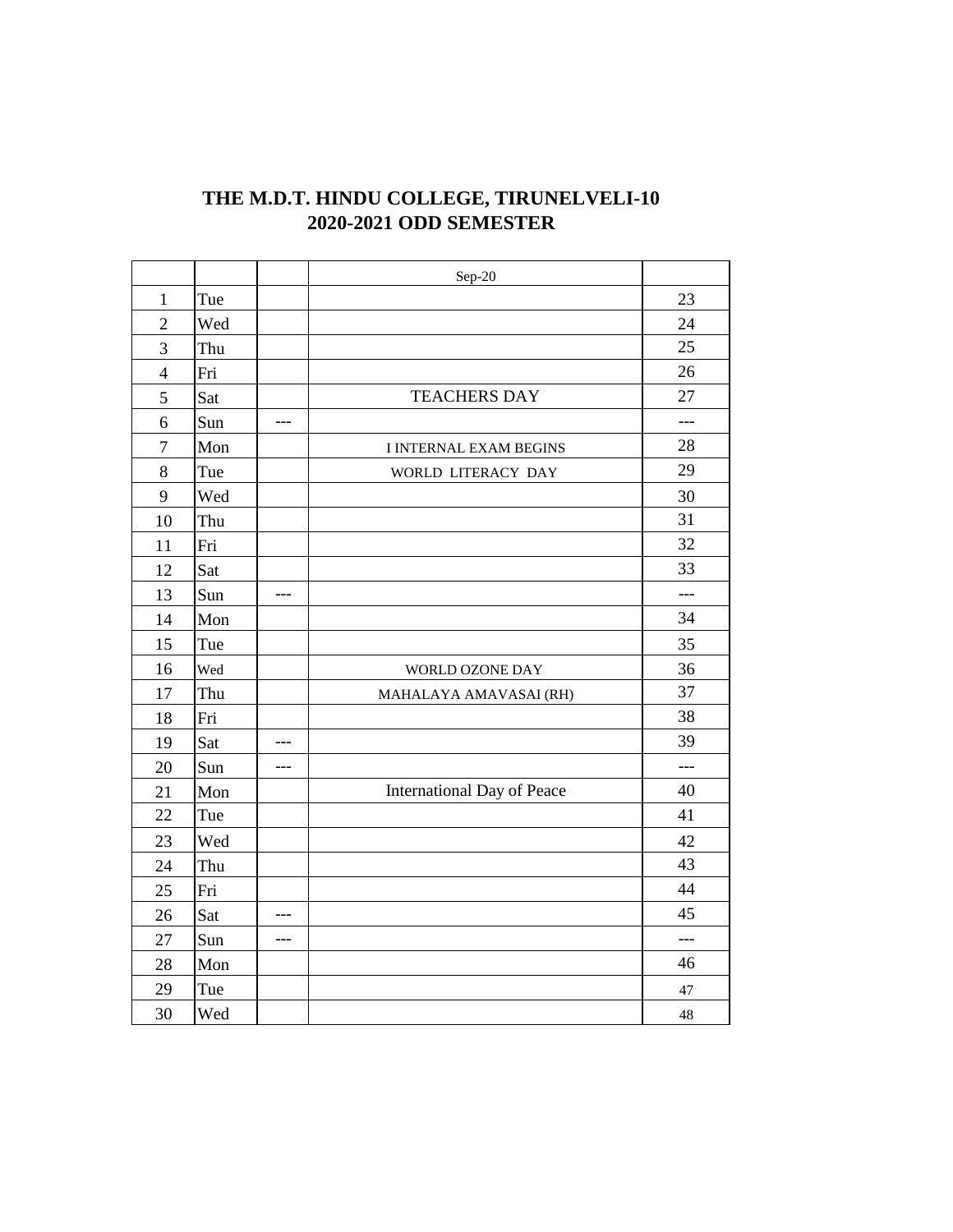**THE M.D.T. HINDU COLLEGE, TIRUNELVELI-10**
**2020-2021 ODD SEMESTER**

| | | | Sep-20 | |
|---|---|---|---|---|
| 1 | Tue | | | 23 |
| 2 | Wed | | | 24 |
| 3 | Thu | | | 25 |
| 4 | Fri | | | 26 |
| 5 | Sat | | TEACHERS DAY | 27 |
| 6 | Sun | --- | | --- |
| 7 | Mon | | I INTERNAL EXAM BEGINS | 28 |
| 8 | Tue | | WORLD LITERACY DAY | 29 |
| 9 | Wed | | | 30 |
| 10 | Thu | | | 31 |
| 11 | Fri | | | 32 |
| 12 | Sat | | | 33 |
| 13 | Sun | --- | | --- |
| 14 | Mon | | | 34 |
| 15 | Tue | | | 35 |
| 16 | Wed | | WORLD OZONE DAY | 36 |
| 17 | Thu | | MAHALAYA AMAVASAI (RH) | 37 |
| 18 | Fri | | | 38 |
| 19 | Sat | --- | | 39 |
| 20 | Sun | --- | | --- |
| 21 | Mon | | International Day of Peace | 40 |
| 22 | Tue | | | 41 |
| 23 | Wed | | | 42 |
| 24 | Thu | | | 43 |
| 25 | Fri | | | 44 |
| 26 | Sat | --- | | 45 |
| 27 | Sun | --- | | --- |
| 28 | Mon | | | 46 |
| 29 | Tue | | | 47 |
| 30 | Wed | | | 48 |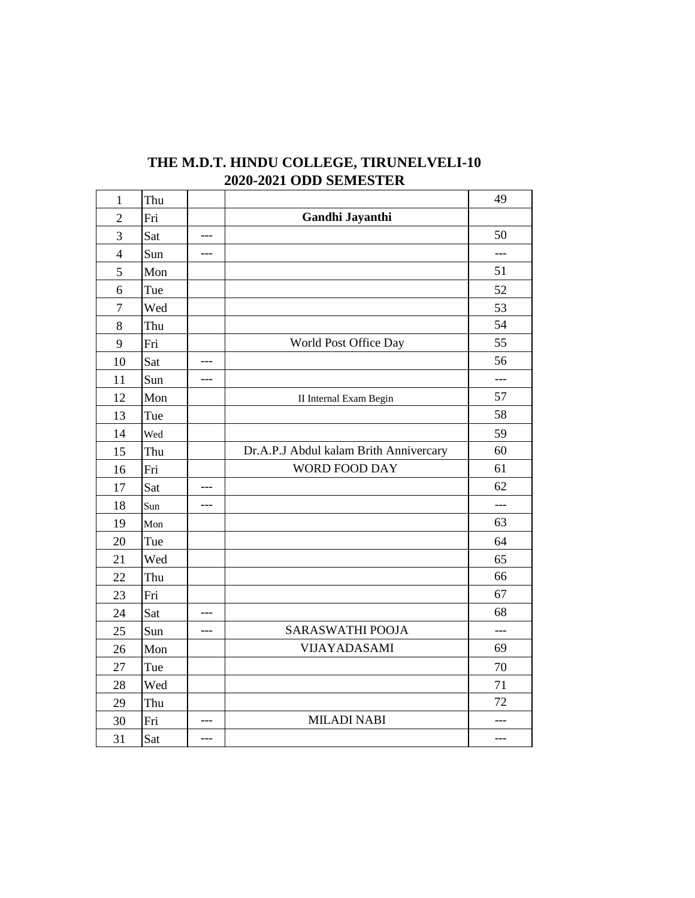# THE M.D.T. HINDU COLLEGE, TIRUNELVELI-10
## 2020-2021 ODD SEMESTER

| | | | | |
|---|---|---|---|---|
| 1 | Thu | | | 49 |
| 2 | Fri | | **Gandhi Jayanthi** | |
| 3 | Sat | --- | | 50 |
| 4 | Sun | --- | | --- |
| 5 | Mon | | | 51 |
| 6 | Tue | | | 52 |
| 7 | Wed | | | 53 |
| 8 | Thu | | | 54 |
| 9 | Fri | | World Post Office Day | 55 |
| 10 | Sat | --- | | 56 |
| 11 | Sun | --- | | --- |
| 12 | Mon | | II Internal Exam Begin | 57 |
| 13 | Tue | | | 58 |
| 14 | Wed | | | 59 |
| 15 | Thu | | Dr.A.P.J Abdul kalam Brith Annivercary | 60 |
| 16 | Fri | | WORD FOOD DAY | 61 |
| 17 | Sat | --- | | 62 |
| 18 | Sun | --- | | --- |
| 19 | Mon | | | 63 |
| 20 | Tue | | | 64 |
| 21 | Wed | | | 65 |
| 22 | Thu | | | 66 |
| 23 | Fri | | | 67 |
| 24 | Sat | --- | | 68 |
| 25 | Sun | --- | SARASWATHI POOJA | --- |
| 26 | Mon | | VIJAYADASAMI | 69 |
| 27 | Tue | | | 70 |
| 28 | Wed | | | 71 |
| 29 | Thu | | | 72 |
| 30 | Fri | --- | MILADI NABI | --- |
| 31 | Sat | --- | | --- |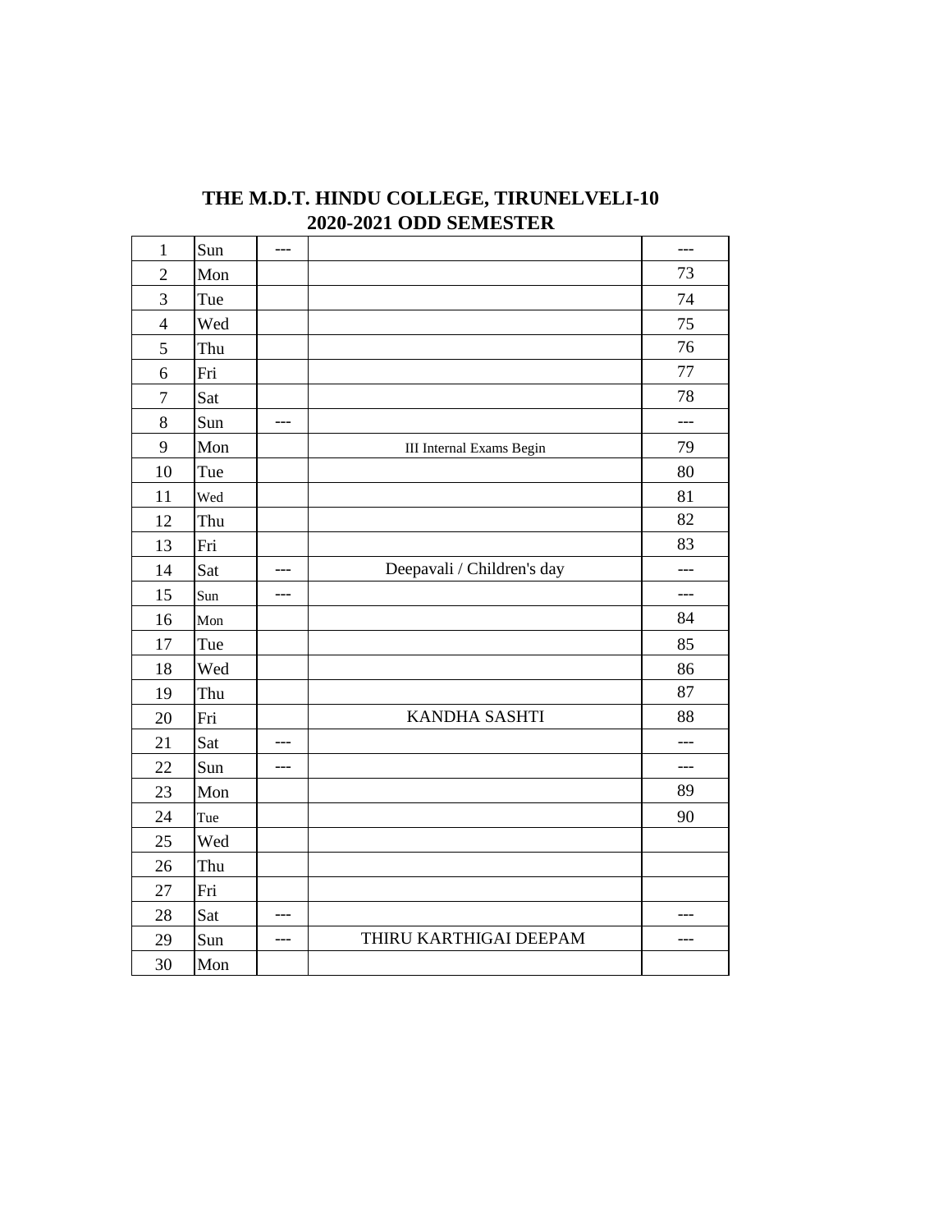# THE M.D.T. HINDU COLLEGE, TIRUNELVELI-10

## 2020-2021 ODD SEMESTER

| | | | | |
|---|---|---|---|---|
| 1 | Sun | --- | | --- |
| 2 | Mon | | | 73 |
| 3 | Tue | | | 74 |
| 4 | Wed | | | 75 |
| 5 | Thu | | | 76 |
| 6 | Fri | | | 77 |
| 7 | Sat | | | 78 |
| 8 | Sun | --- | | --- |
| 9 | Mon | | III Internal Exams Begin | 79 |
| 10 | Tue | | | 80 |
| 11 | Wed | | | 81 |
| 12 | Thu | | | 82 |
| 13 | Fri | | | 83 |
| 14 | Sat | --- | Deepavali / Children's day | --- |
| 15 | Sun | --- | | --- |
| 16 | Mon | | | 84 |
| 17 | Tue | | | 85 |
| 18 | Wed | | | 86 |
| 19 | Thu | | | 87 |
| 20 | Fri | | KANDHA SASHTI | 88 |
| 21 | Sat | --- | | --- |
| 22 | Sun | --- | | --- |
| 23 | Mon | | | 89 |
| 24 | Tue | | | 90 |
| 25 | Wed | | | |
| 26 | Thu | | | |
| 27 | Fri | | | |
| 28 | Sat | --- | | --- |
| 29 | Sun | --- | THIRU KARTHIGAI DEEPAM | --- |
| 30 | Mon | | | |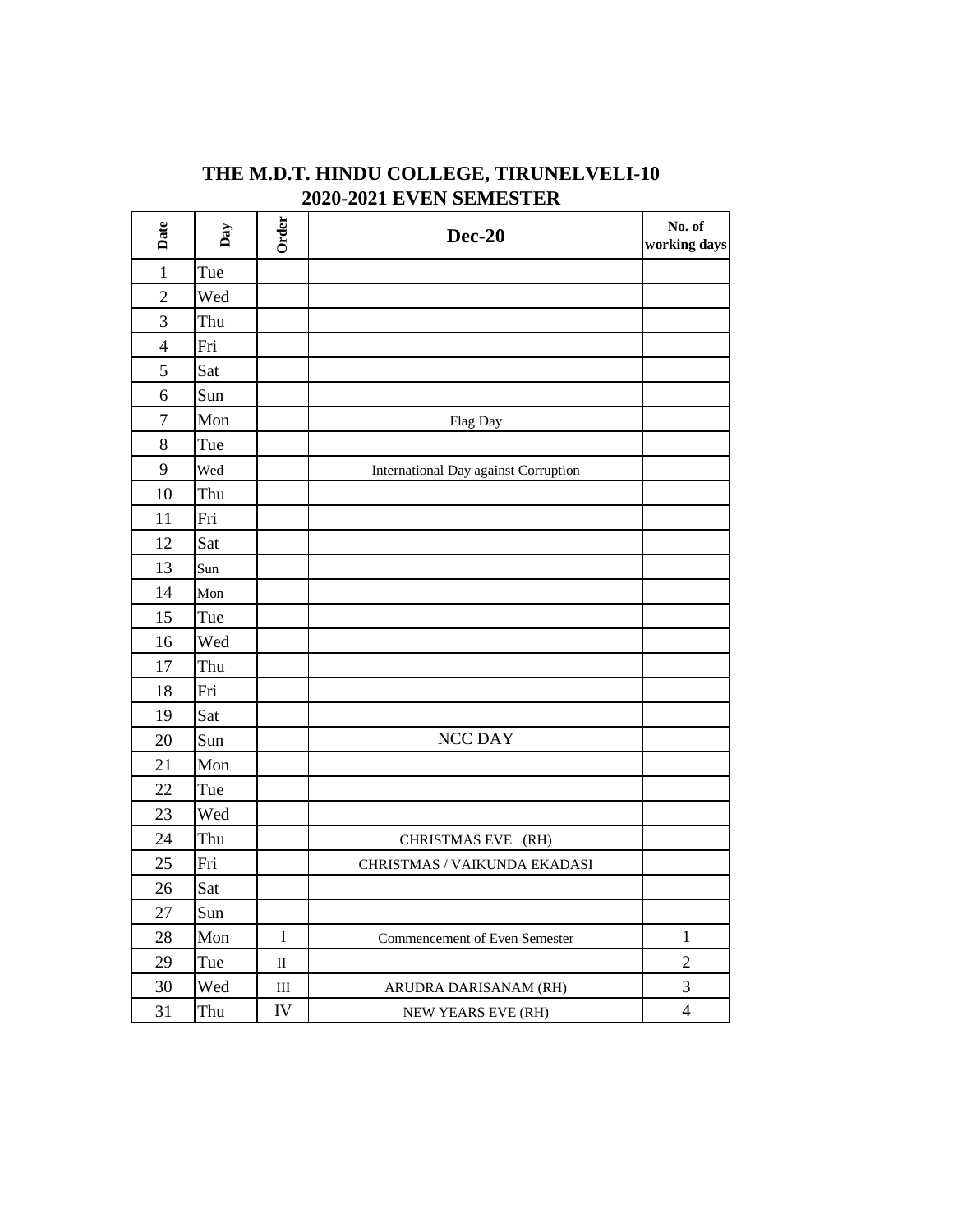# THE M.D.T. HINDU COLLEGE, TIRUNELVELI-10

## 2020-2021 EVEN SEMESTER

| Date | Day | Order | Dec-20 | No. of working days |
|---|---|---|---|---|
| 1 | Tue | | | |
| 2 | Wed | | | |
| 3 | Thu | | | |
| 4 | Fri | | | |
| 5 | Sat | | | |
| 6 | Sun | | | |
| 7 | Mon | | Flag Day | |
| 8 | Tue | | | |
| 9 | Wed | | International Day against Corruption | |
| 10 | Thu | | | |
| 11 | Fri | | | |
| 12 | Sat | | | |
| 13 | Sun | | | |
| 14 | Mon | | | |
| 15 | Tue | | | |
| 16 | Wed | | | |
| 17 | Thu | | | |
| 18 | Fri | | | |
| 19 | Sat | | | |
| 20 | Sun | | NCC DAY | |
| 21 | Mon | | | |
| 22 | Tue | | | |
| 23 | Wed | | | |
| 24 | Thu | | CHRISTMAS EVE (RH) | |
| 25 | Fri | | CHRISTMAS / VAIKUNDA EKADASI | |
| 26 | Sat | | | |
| 27 | Sun | | | |
| 28 | Mon | I | Commencement of Even Semester | 1 |
| 29 | Tue | II | | 2 |
| 30 | Wed | III | ARUDRA DARISANAM (RH) | 3 |
| 31 | Thu | IV | NEW YEARS EVE (RH) | 4 |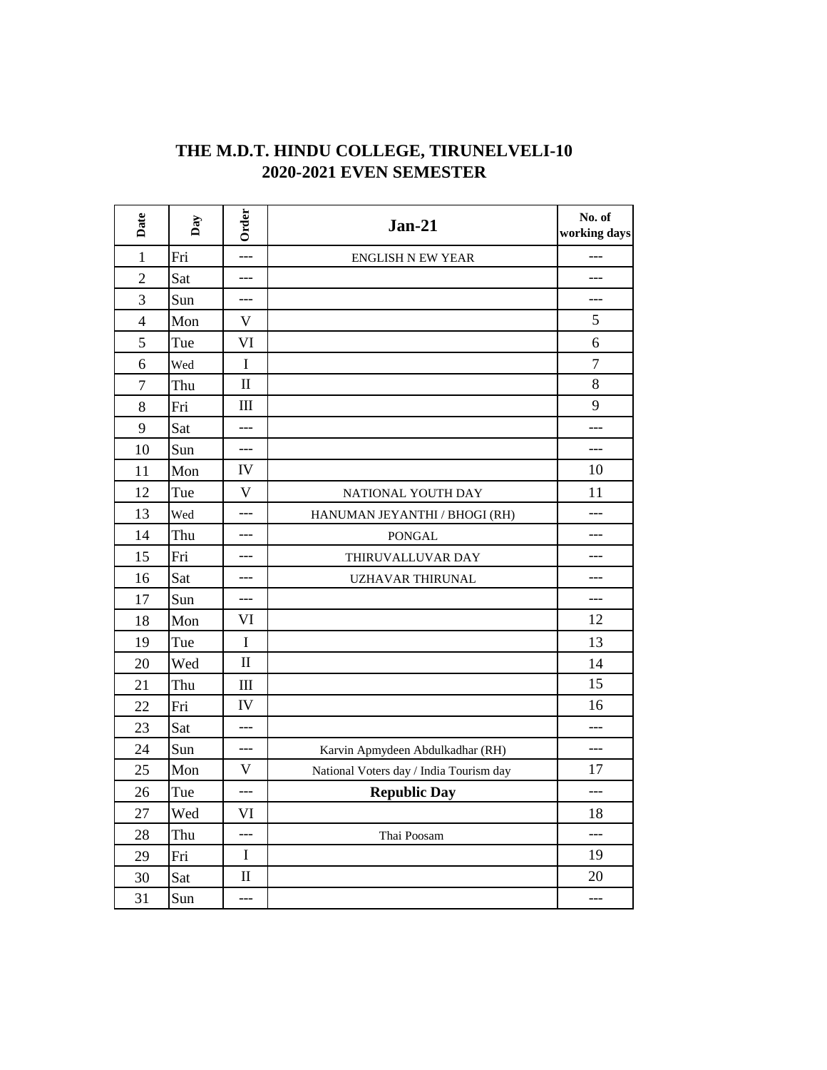# THE M.D.T. HINDU COLLEGE, TIRUNELVELI-10
## 2020-2021 EVEN SEMESTER

| Date | Day | Order | Jan-21 | No. of working days |
|---|---|---|---|---|
| 1 | Fri | --- | ENGLISH N EW YEAR | --- |
| 2 | Sat | --- | | --- |
| 3 | Sun | --- | | --- |
| 4 | Mon | V | | 5 |
| 5 | Tue | VI | | 6 |
| 6 | Wed | I | | 7 |
| 7 | Thu | II | | 8 |
| 8 | Fri | III | | 9 |
| 9 | Sat | --- | | --- |
| 10 | Sun | --- | | --- |
| 11 | Mon | IV | | 10 |
| 12 | Tue | V | NATIONAL YOUTH DAY | 11 |
| 13 | Wed | --- | HANUMAN JEYANTHI / BHOGI (RH) | --- |
| 14 | Thu | --- | PONGAL | --- |
| 15 | Fri | --- | THIRUVALLUVAR DAY | --- |
| 16 | Sat | --- | UZHAVAR THIRUNAL | --- |
| 17 | Sun | --- | | --- |
| 18 | Mon | VI | | 12 |
| 19 | Tue | I | | 13 |
| 20 | Wed | II | | 14 |
| 21 | Thu | III | | 15 |
| 22 | Fri | IV | | 16 |
| 23 | Sat | --- | | --- |
| 24 | Sun | --- | Karvin Apmydeen Abdulkadhar (RH) | --- |
| 25 | Mon | V | National Voters day / India Tourism day | 17 |
| 26 | Tue | --- | **Republic Day** | --- |
| 27 | Wed | VI | | 18 |
| 28 | Thu | --- | Thai Poosam | --- |
| 29 | Fri | I | | 19 |
| 30 | Sat | II | | 20 |
| 31 | Sun | --- | | --- |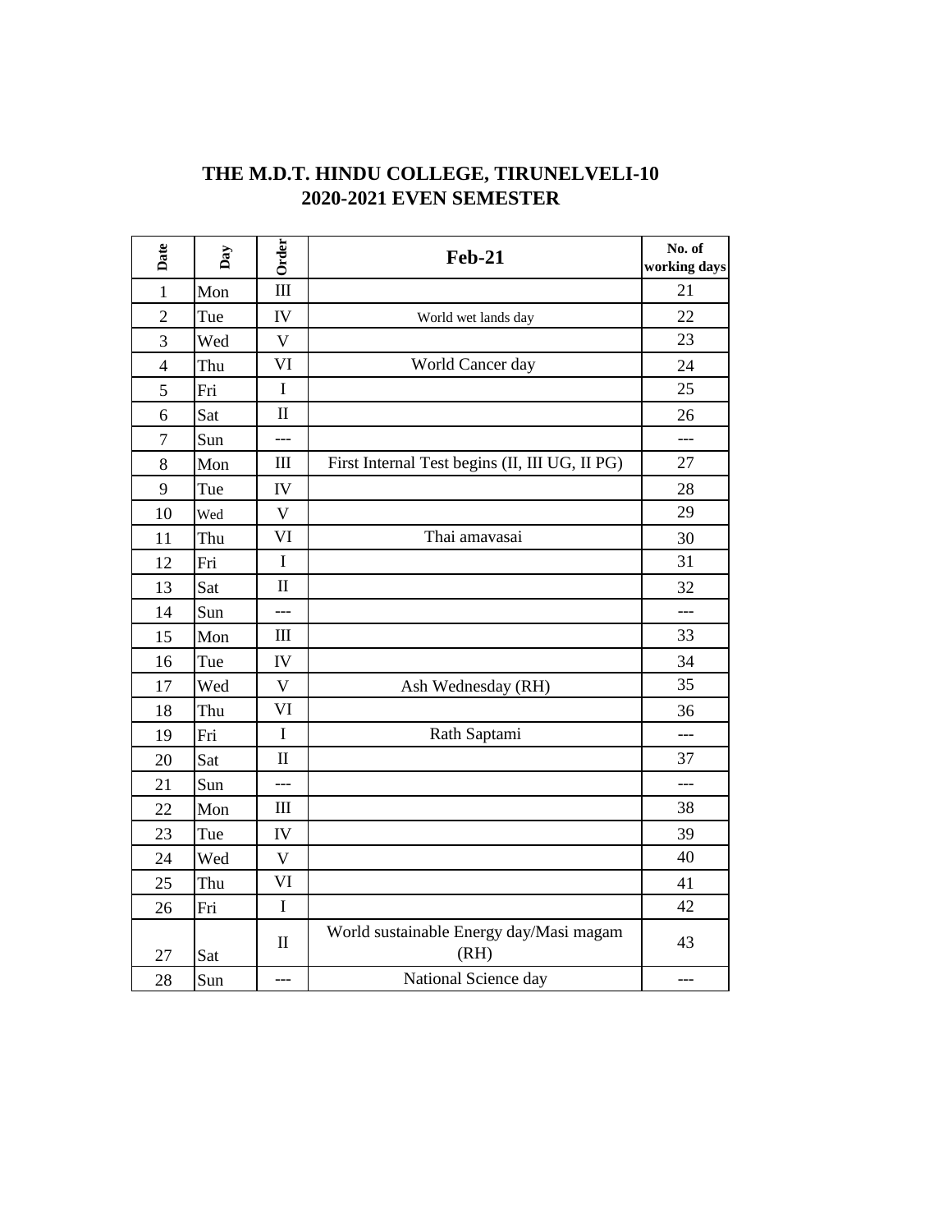**THE M.D.T. HINDU COLLEGE, TIRUNELVELI-10**
**2020-2021 EVEN SEMESTER**

| Date | Day | Order | Feb-21 | No. of working days |
|---|---|---|---|---|
| 1 | Mon | III | | 21 |
| 2 | Tue | IV | World wet lands day | 22 |
| 3 | Wed | V | | 23 |
| 4 | Thu | VI | World Cancer day | 24 |
| 5 | Fri | I | | 25 |
| 6 | Sat | II | | 26 |
| 7 | Sun | --- | | --- |
| 8 | Mon | III | First Internal Test begins (II, III UG, II PG) | 27 |
| 9 | Tue | IV | | 28 |
| 10 | Wed | V | | 29 |
| 11 | Thu | VI | Thai amavasai | 30 |
| 12 | Fri | I | | 31 |
| 13 | Sat | II | | 32 |
| 14 | Sun | --- | | --- |
| 15 | Mon | III | | 33 |
| 16 | Tue | IV | | 34 |
| 17 | Wed | V | Ash Wednesday (RH) | 35 |
| 18 | Thu | VI | | 36 |
| 19 | Fri | I | Rath Saptami | --- |
| 20 | Sat | II | | 37 |
| 21 | Sun | --- | | --- |
| 22 | Mon | III | | 38 |
| 23 | Tue | IV | | 39 |
| 24 | Wed | V | | 40 |
| 25 | Thu | VI | | 41 |
| 26 | Fri | I | | 42 |
| 27 | Sat | II | World sustainable Energy day/Masi magam (RH) | 43 |
| 28 | Sun | --- | National Science day | --- |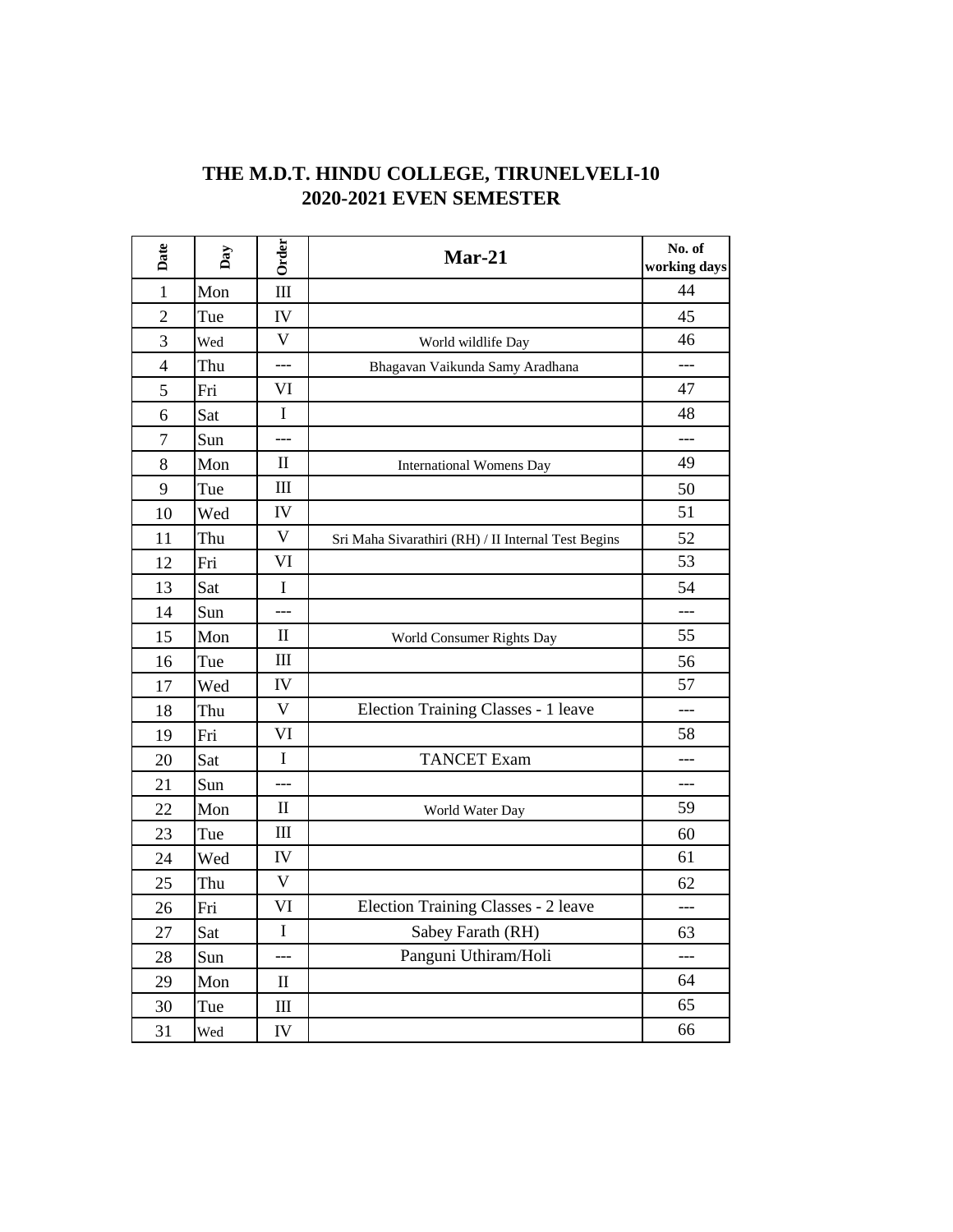# THE M.D.T. HINDU COLLEGE, TIRUNELVELI-10
## 2020-2021 EVEN SEMESTER

| Date | Day | Order | Mar-21 | No. of working days |
|---|---|---|---|---|
| 1 | Mon | III | | 44 |
| 2 | Tue | IV | | 45 |
| 3 | Wed | V | World wildlife Day | 46 |
| 4 | Thu | --- | Bhagavan Vaikunda Samy Aradhana | --- |
| 5 | Fri | VI | | 47 |
| 6 | Sat | I | | 48 |
| 7 | Sun | --- | | --- |
| 8 | Mon | II | International Womens Day | 49 |
| 9 | Tue | III | | 50 |
| 10 | Wed | IV | | 51 |
| 11 | Thu | V | Sri Maha Sivarathiri (RH) / II Internal Test Begins | 52 |
| 12 | Fri | VI | | 53 |
| 13 | Sat | I | | 54 |
| 14 | Sun | --- | | --- |
| 15 | Mon | II | World Consumer Rights Day | 55 |
| 16 | Tue | III | | 56 |
| 17 | Wed | IV | | 57 |
| 18 | Thu | V | Election Training Classes - 1 leave | --- |
| 19 | Fri | VI | | 58 |
| 20 | Sat | I | TANCET Exam | --- |
| 21 | Sun | --- | | --- |
| 22 | Mon | II | World Water Day | 59 |
| 23 | Tue | III | | 60 |
| 24 | Wed | IV | | 61 |
| 25 | Thu | V | | 62 |
| 26 | Fri | VI | Election Training Classes - 2 leave | --- |
| 27 | Sat | I | Sabey Farath (RH) | 63 |
| 28 | Sun | --- | Panguni Uthiram/Holi | --- |
| 29 | Mon | II | | 64 |
| 30 | Tue | III | | 65 |
| 31 | Wed | IV | | 66 |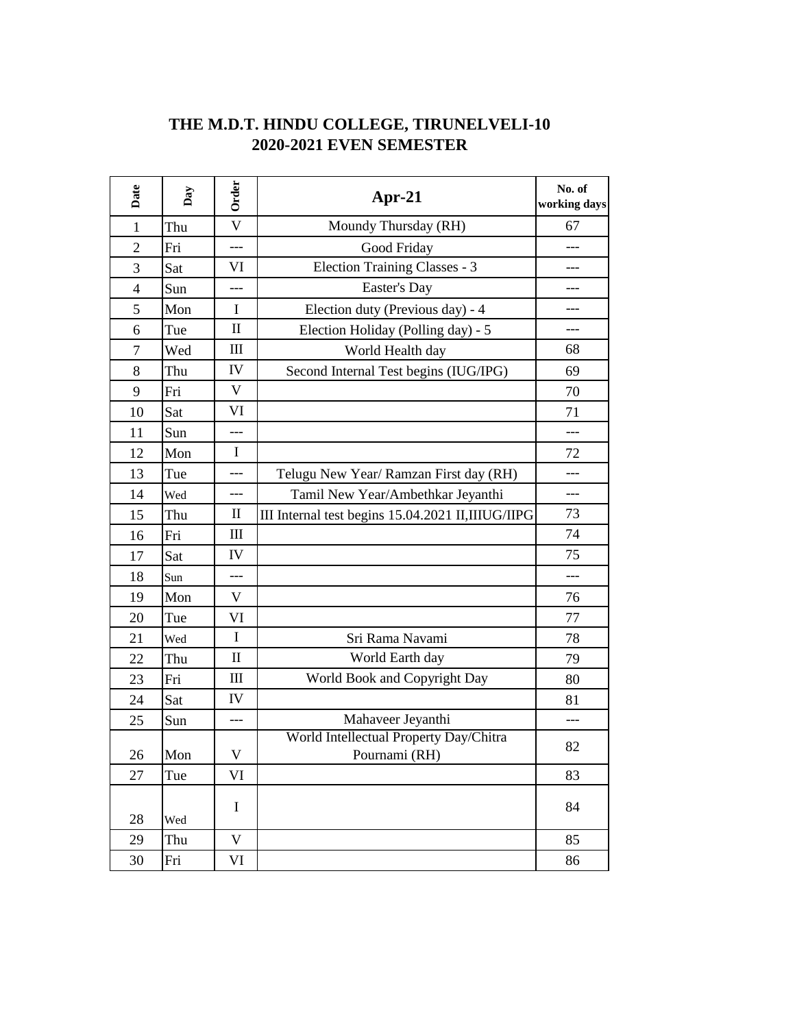# THE M.D.T. HINDU COLLEGE, TIRUNELVELI-10
## 2020-2021 EVEN SEMESTER

| Date | Day | Order | Apr-21 | No. of working days |
|---|---|---|---|---|
| 1 | Thu | V | Moundy Thursday (RH) | 67 |
| 2 | Fri | --- | Good Friday | --- |
| 3 | Sat | VI | Election Training Classes - 3 | --- |
| 4 | Sun | --- | Easter's Day | --- |
| 5 | Mon | I | Election duty (Previous day) - 4 | --- |
| 6 | Tue | II | Election Holiday (Polling day) - 5 | --- |
| 7 | Wed | III | World Health day | 68 |
| 8 | Thu | IV | Second Internal Test begins (IUG/IPG) | 69 |
| 9 | Fri | V | | 70 |
| 10 | Sat | VI | | 71 |
| 11 | Sun | --- | | --- |
| 12 | Mon | I | | 72 |
| 13 | Tue | --- | Telugu New Year/ Ramzan First day (RH) | --- |
| 14 | Wed | --- | Tamil New Year/Ambethkar Jeyanthi | --- |
| 15 | Thu | II | III Internal test begins 15.04.2021 II,IIIUG/IIPG | 73 |
| 16 | Fri | III | | 74 |
| 17 | Sat | IV | | 75 |
| 18 | Sun | --- | | --- |
| 19 | Mon | V | | 76 |
| 20 | Tue | VI | | 77 |
| 21 | Wed | I | Sri Rama Navami | 78 |
| 22 | Thu | II | World Earth day | 79 |
| 23 | Fri | III | World Book and Copyright Day | 80 |
| 24 | Sat | IV | | 81 |
| 25 | Sun | --- | Mahaveer Jeyanthi | --- |
| 26 | Mon | V | World Intellectual Property Day/Chitra Pournami (RH) | 82 |
| 27 | Tue | VI | | 83 |
| 28 | Wed | I | | 84 |
| 29 | Thu | V | | 85 |
| 30 | Fri | VI | | 86 |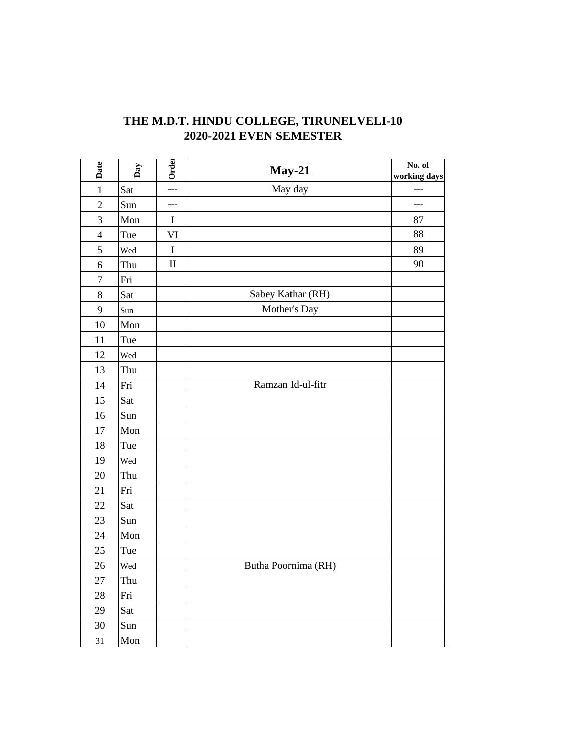# THE M.D.T. HINDU COLLEGE, TIRUNELVELI-10
## 2020-2021 EVEN SEMESTER

| Date | Day | Order | May-21 | No. of working days |
|---|---|---|---|---|
| 1 | Sat | --- | May day | --- |
| 2 | Sun | --- | | --- |
| 3 | Mon | I | | 87 |
| 4 | Tue | VI | | 88 |
| 5 | Wed | I | | 89 |
| 6 | Thu | II | | 90 |
| 7 | Fri | | | |
| 8 | Sat | | Sabey Kathar (RH) | |
| 9 | Sun | | Mother's Day | |
| 10 | Mon | | | |
| 11 | Tue | | | |
| 12 | Wed | | | |
| 13 | Thu | | | |
| 14 | Fri | | Ramzan Id-ul-fitr | |
| 15 | Sat | | | |
| 16 | Sun | | | |
| 17 | Mon | | | |
| 18 | Tue | | | |
| 19 | Wed | | | |
| 20 | Thu | | | |
| 21 | Fri | | | |
| 22 | Sat | | | |
| 23 | Sun | | | |
| 24 | Mon | | | |
| 25 | Tue | | | |
| 26 | Wed | | Butha Poornima (RH) | |
| 27 | Thu | | | |
| 28 | Fri | | | |
| 29 | Sat | | | |
| 30 | Sun | | | |
| 31 | Mon | | | |